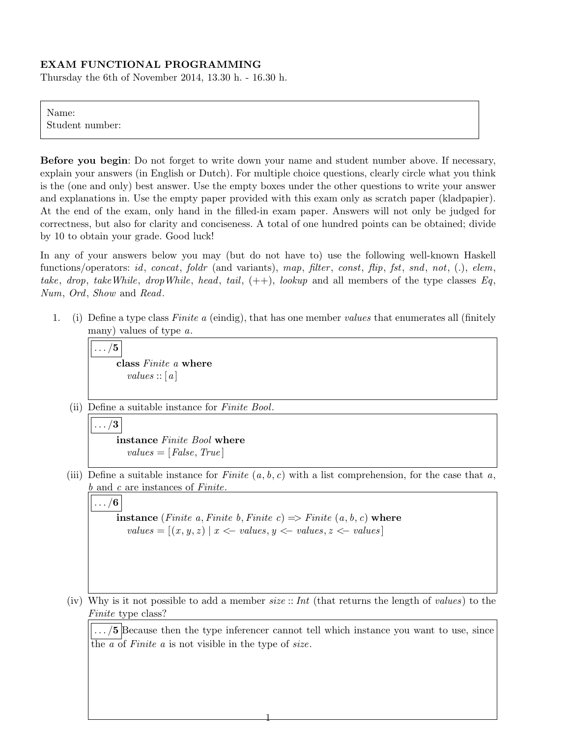**EXAM FUNCTIONAL PROGRAMMING**
Thursday the 6th of November 2014, 13.30 h. - 16.30 h.

Name:
Student number:

**Before you begin**: Do not forget to write down your name and student number above. If necessary, explain your answers (in English or Dutch). For multiple choice questions, clearly circle what you think is the (one and only) best answer. Use the empty boxes under the other questions to write your answer and explanations in. Use the empty paper provided with this exam only as scratch paper (kladpapier). At the end of the exam, only hand in the filled-in exam paper. Answers will not only be judged for correctness, but also for clarity and conciseness. A total of one hundred points can be obtained; divide by 10 to obtain your grade. Good luck!

In any of your answers below you may (but do not have to) use the following well-known Haskell functions/operators: *id*, *concat*, *foldr* (and variants), *map*, *filter*, *const*, *flip*, *fst*, *snd*, *not*, (.), *elem*, *take*, *drop*, *takeWhile*, *dropWhile*, *head*, *tail*, (++), *lookup* and all members of the type classes *Eq*, *Num*, *Ord*, *Show* and *Read*.

1. (i) Define a type class *Finite a* (eindig), that has one member *values* that enumerates all (finitely many) values of type *a*.

   **.../5**

   ```
   class Finite a where
     values :: [a]
   ```

   (ii) Define a suitable instance for *Finite Bool*.

   **.../3**

   ```
   instance Finite Bool where
     values = [False, True]
   ```

   (iii) Define a suitable instance for *Finite* (*a*, *b*, *c*) with a list comprehension, for the case that *a*, *b* and *c* are instances of *Finite*.

   **.../6**

   ```
   instance (Finite a, Finite b, Finite c) => Finite (a, b, c) where
     values = [(x, y, z) | x <- values, y <- values, z <- values]
   ```

   (iv) Why is it not possible to add a member *size* :: *Int* (that returns the length of *values*) to the *Finite* type class?

   **.../5** Because then the type inferencer cannot tell which instance you want to use, since the *a* of *Finite a* is not visible in the type of *size*.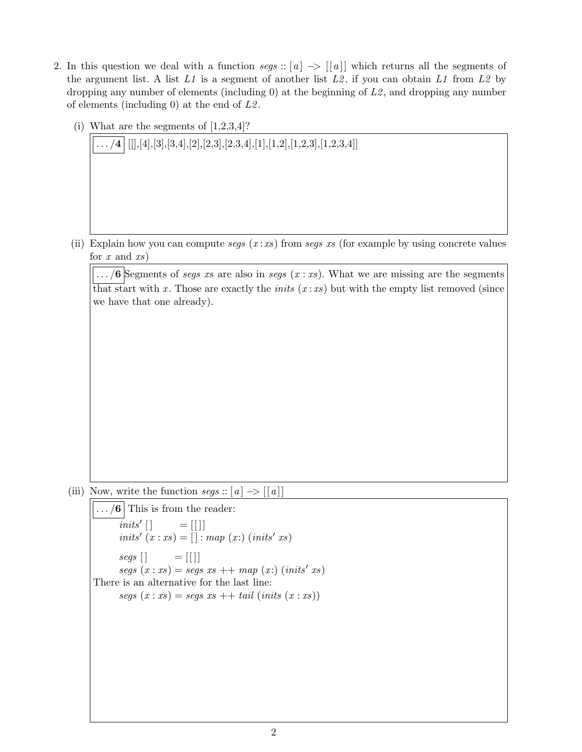2. In this question we deal with a function *segs* :: [ *a* ] -> [[ *a* ]] which returns all the segments of the argument list. A list *L1* is a segment of another list *L2*, if you can obtain *L1* from *L2* by dropping any number of elements (including 0) at the beginning of *L2*, and dropping any number of elements (including 0) at the end of *L2*.

   (i) What are the segments of [1,2,3,4]?

   **.../4** [[],[4],[3],[3,4],[2],[2,3],[2,3,4],[1],[1,2],[1,2,3],[1,2,3,4]]

   (ii) Explain how you can compute *segs* ( *x* : *xs* ) from *segs xs* (for example by using concrete values for *x* and *xs*)

   **.../6** Segments of *segs xs* are also in *segs* ( *x* : *xs* ). What we are missing are the segments that start with *x*. Those are exactly the *inits* ( *x* : *xs* ) but with the empty list removed (since we have that one already).

   (iii) Now, write the function *segs* :: [ *a* ] -> [[ *a* ]]

   **.../6** This is from the reader:

   ```
   inits' []       = [[]]
   inits' (x : xs) = [] : map (x:) (inits' xs)

   segs []       = [[]]
   segs (x : xs) = segs xs ++ map (x:) (inits' xs)
   ```

   There is an alternative for the last line:

   ```
   segs (x : xs) = segs xs ++ tail (inits (x : xs))
   ```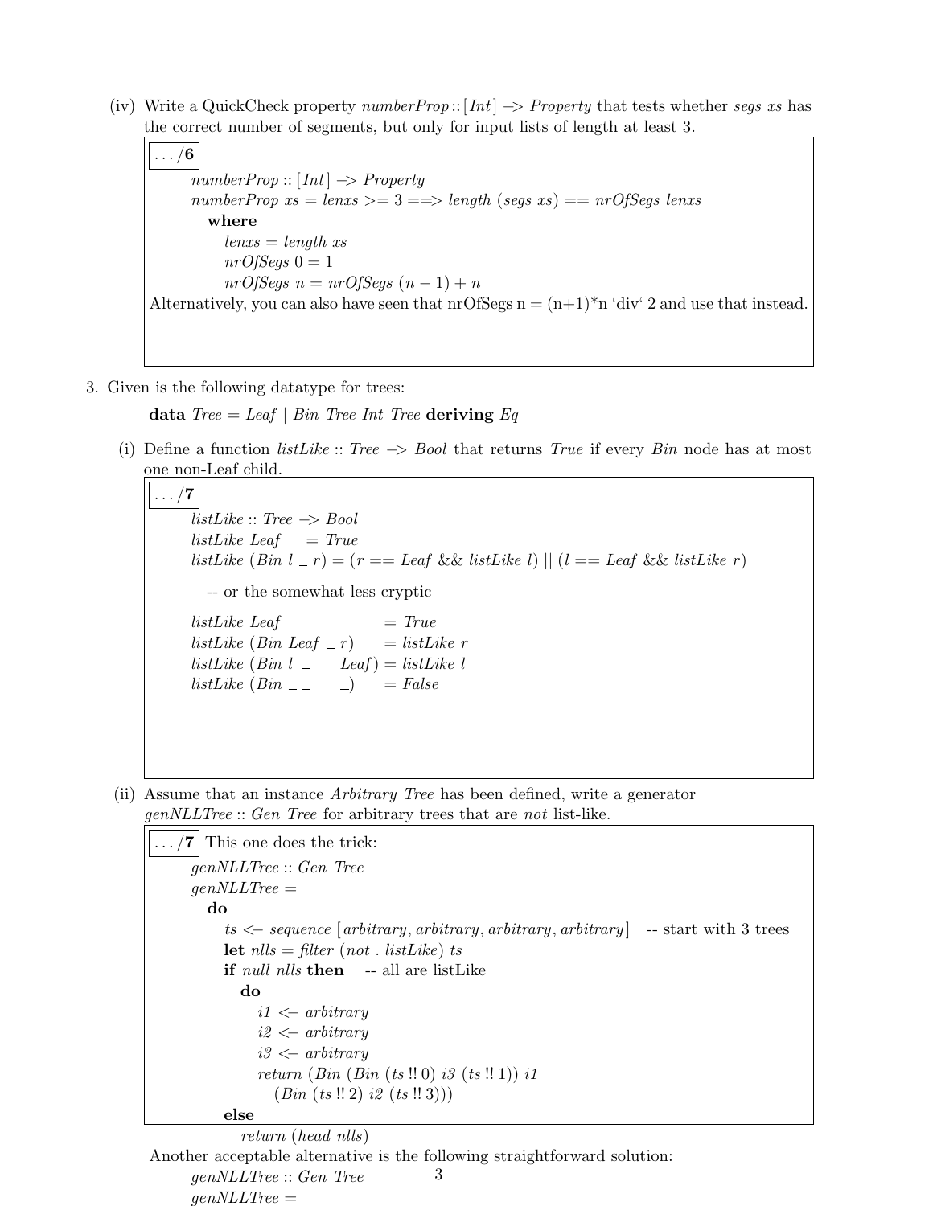(iv) Write a QuickCheck property *numberProp* :: [*Int*] -> *Property* that tests whether *segs xs* has the correct number of segments, but only for input lists of length at least 3.

.../**6**

```
numberProp :: [Int] -> Property
numberProp xs = lenxs >= 3 ==> length (segs xs) == nrOfSegs lenxs
  where
    lenxs = length xs
    nrOfSegs 0 = 1
    nrOfSegs n = nrOfSegs (n - 1) + n
```

Alternatively, you can also have seen that nrOfSegs n = (n+1)*n ‘div‘ 2 and use that instead.

3. Given is the following datatype for trees:

```
data Tree = Leaf | Bin Tree Int Tree deriving Eq
```

(i) Define a function *listLike* :: *Tree* -> *Bool* that returns *True* if every *Bin* node has at most one non-Leaf child.

.../**7**

```
listLike :: Tree -> Bool
listLike Leaf      = True
listLike (Bin l _ r) = (r == Leaf && listLike l) || (l == Leaf && listLike r)

  -- or the somewhat less cryptic

listLike Leaf              = True
listLike (Bin Leaf _ r)    = listLike r
listLike (Bin l _    Leaf) = listLike l
listLike (Bin _ _    _)    = False
```

(ii) Assume that an instance *Arbitrary Tree* has been defined, write a generator *genNLLTree* :: *Gen Tree* for arbitrary trees that are *not* list-like.

.../**7** This one does the trick:

```
genNLLTree :: Gen Tree
genNLLTree =
  do
    ts <- sequence [arbitrary, arbitrary, arbitrary, arbitrary]  -- start with 3 trees
    let nlls = filter (not . listLike) ts
    if null nlls then   -- all are listLike
      do
        i1 <- arbitrary
        i2 <- arbitrary
        i3 <- arbitrary
        return (Bin (Bin (ts !! 0) i3 (ts !! 1)) i1
          (Bin (ts !! 2) i2 (ts !! 3)))
    else
      return (head nlls)
```

Another acceptable alternative is the following straightforward solution:

```
genNLLTree :: Gen Tree
genNLLTree =
```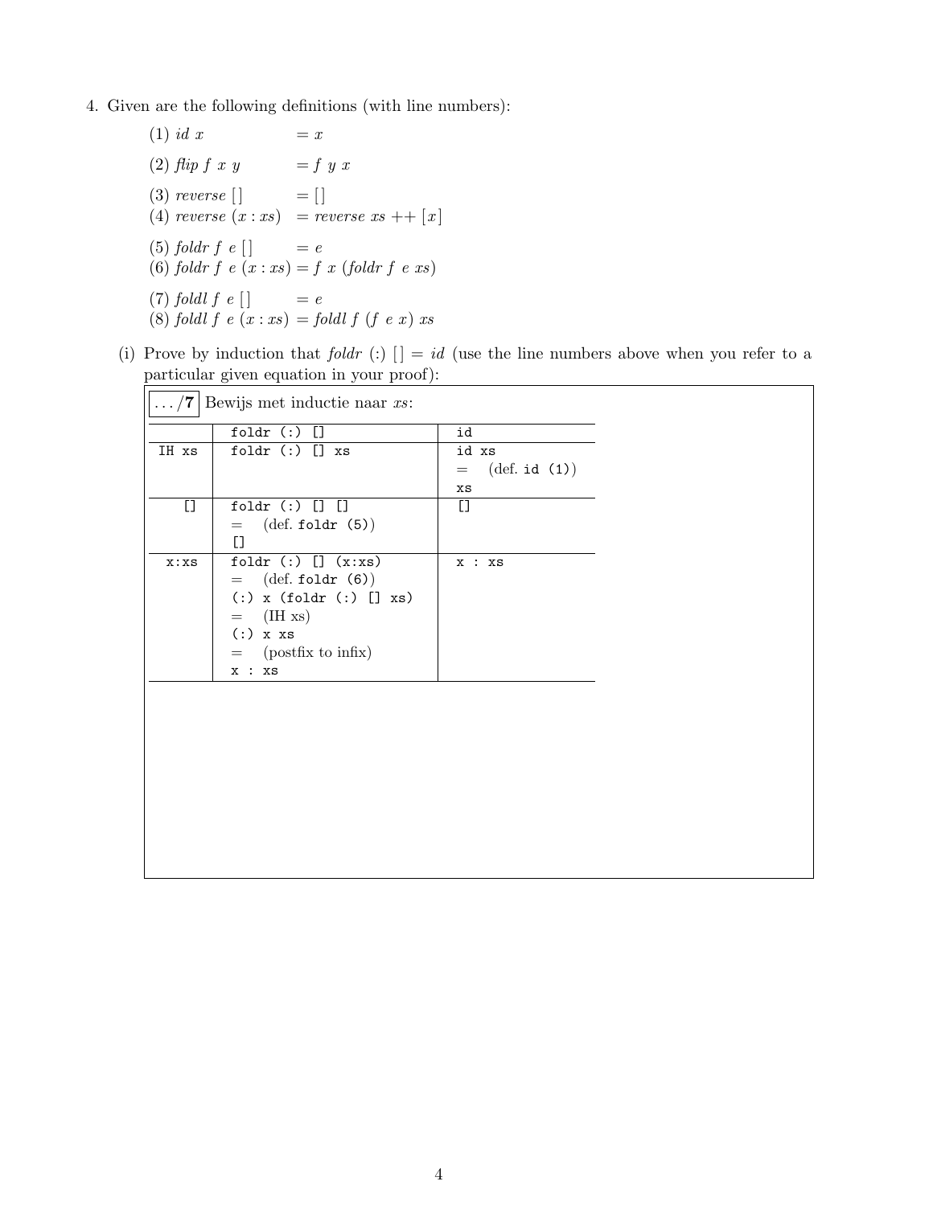4. Given are the following definitions (with line numbers):

$$
\begin{aligned}
&(1)\ id\ x &&= x \\
&(2)\ flip\ f\ x\ y &&= f\ y\ x \\
&(3)\ reverse\ [\,] &&= [\,] \\
&(4)\ reverse\ (x : xs) &&= reverse\ xs \mathbin{++} [x] \\
&(5)\ foldr\ f\ e\ [\,] &&= e \\
&(6)\ foldr\ f\ e\ (x : xs) &&= f\ x\ (foldr\ f\ e\ xs) \\
&(7)\ foldl\ f\ e\ [\,] &&= e \\
&(8)\ foldl\ f\ e\ (x : xs) &&= foldl\ f\ (f\ e\ x)\ xs
\end{aligned}
$$

(i) Prove by induction that $foldr\ (:)\ [\,] = id$ (use the line numbers above when you refer to a particular given equation in your proof):

**…/7** Bewijs met inductie naar *xs*:

| | `foldr (:) []` | `id` |
|---|---|---|
| `IH xs` | `foldr (:) [] xs` | `id xs`<br>= (def. `id (1)`)<br>`xs` |
| `[]` | `foldr (:) [] []`<br>= (def. `foldr (5)`)<br>`[]` | `[]` |
| `x:xs` | `foldr (:) [] (x:xs)`<br>= (def. `foldr (6)`)<br>`(:) x (foldr (:) [] xs)`<br>= (IH xs)<br>`(:) x xs`<br>= (postfix to infix)<br>`x : xs` | `x : xs` |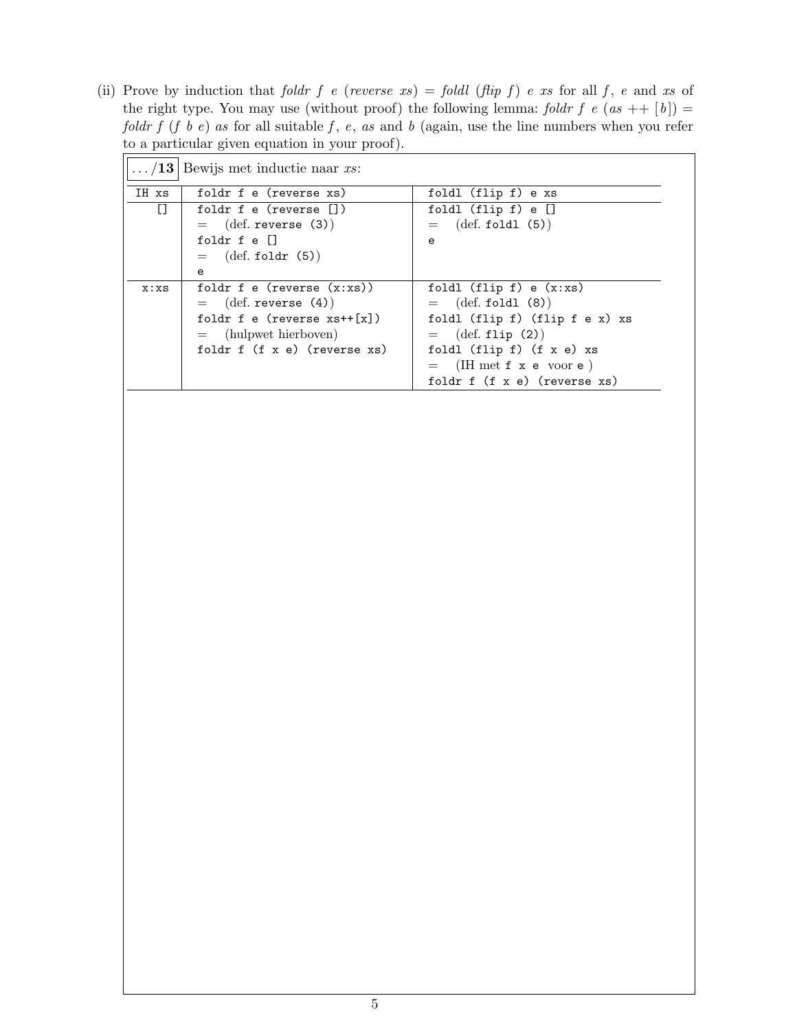(ii) Prove by induction that *foldr f e* (*reverse xs*) = *foldl* (*flip f*) *e xs* for all *f*, *e* and *xs* of the right type. You may use (without proof) the following lemma: *foldr f e* (*as* ++ [*b*]) = *foldr f* (*f b e*) *as* for all suitable *f*, *e*, *as* and *b* (again, use the line numbers when you refer to a particular given equation in your proof).

**.../13** Bewijs met inductie naar *xs*:

| IH xs | `foldr f e (reverse xs)` | `foldl (flip f) e xs` |
|---|---|---|
| `[]` | `foldr f e (reverse [])`<br>= (def. `reverse (3)`)<br>`foldr f e []`<br>= (def. `foldr (5)`)<br>`e` | `foldl (flip f) e []`<br>= (def. `foldl (5)`)<br>`e` |
| `x:xs` | `foldr f e (reverse (x:xs))`<br>= (def. `reverse (4)`)<br>`foldr f e (reverse xs++[x])`<br>= (hulpwet hierboven)<br>`foldr f (f x e) (reverse xs)` | `foldl (flip f) e (x:xs)`<br>= (def. `foldl (8)`)<br>`foldl (flip f) (flip f e x) xs`<br>= (def. `flip (2)`)<br>`foldl (flip f) (f x e) xs`<br>= (IH met `f x e` voor `e` )<br>`foldr f (f x e) (reverse xs)` |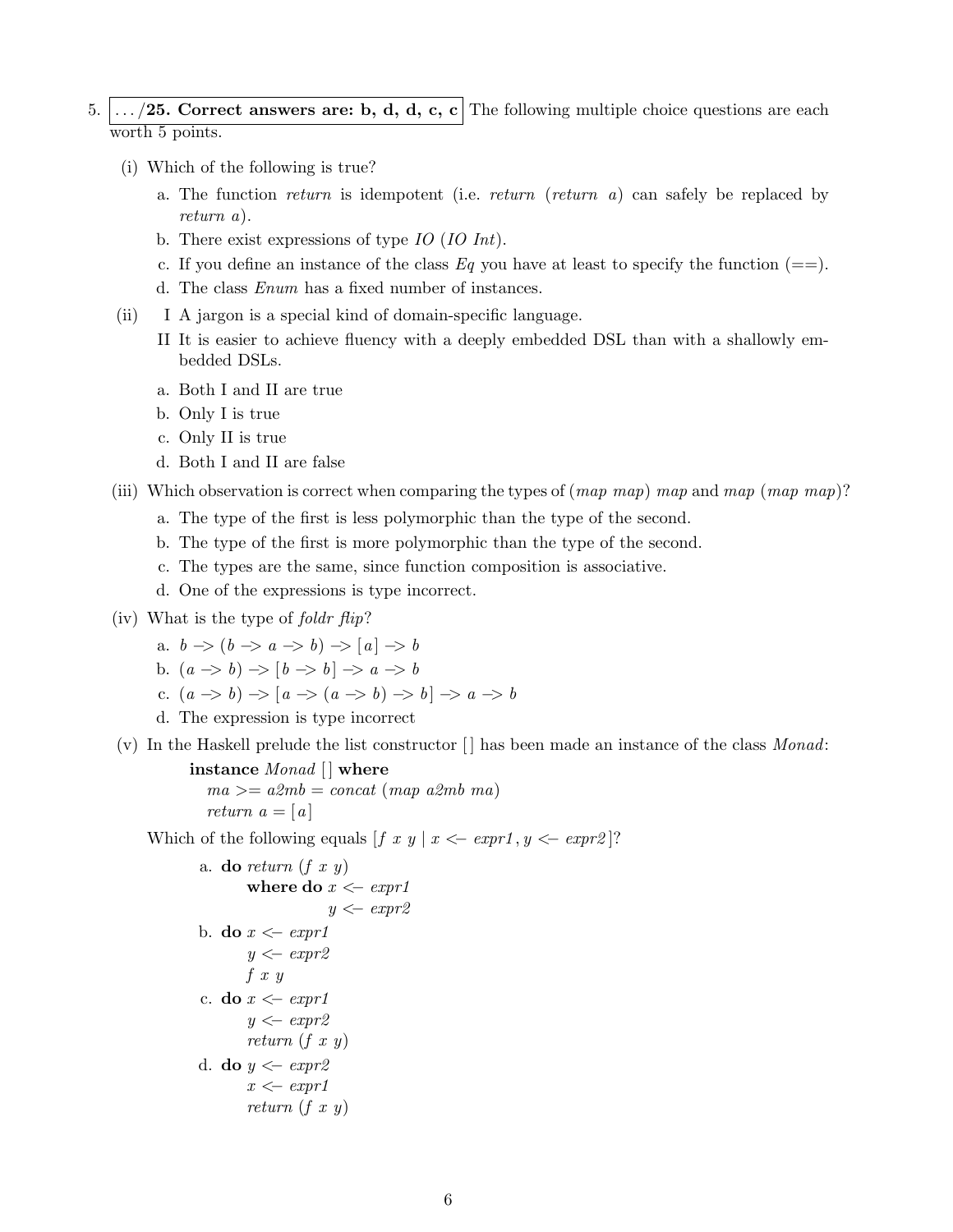5. **.../25. Correct answers are: b, d, d, c, c** The following multiple choice questions are each worth 5 points.

   (i) Which of the following is true?

   a. The function *return* is idempotent (i.e. *return* (*return* *a*) can safely be replaced by *return* *a*).

   b. There exist expressions of type *IO* (*IO Int*).

   c. If you define an instance of the class *Eq* you have at least to specify the function (==).

   d. The class *Enum* has a fixed number of instances.

   (ii) I A jargon is a special kind of domain-specific language.

   II It is easier to achieve fluency with a deeply embedded DSL than with a shallowly embedded DSLs.

   a. Both I and II are true

   b. Only I is true

   c. Only II is true

   d. Both I and II are false

   (iii) Which observation is correct when comparing the types of (*map map*) *map* and *map* (*map map*)?

   a. The type of the first is less polymorphic than the type of the second.

   b. The type of the first is more polymorphic than the type of the second.

   c. The types are the same, since function composition is associative.

   d. One of the expressions is type incorrect.

   (iv) What is the type of *foldr flip*?

   a. `b -> (b -> a -> b) -> [a] -> b`

   b. `(a -> b) -> [b -> b] -> a -> b`

   c. `(a -> b) -> [a -> (a -> b) -> b] -> a -> b`

   d. The expression is type incorrect

   (v) In the Haskell prelude the list constructor [] has been made an instance of the class *Monad*:

   ```
   instance Monad [] where
     ma >>= a2mb = concat (map a2mb ma)
     return a = [a]
   ```

   Which of the following equals `[f x y | x <- expr1, y <- expr2]`?

   a.
   ```
   do return (f x y)
      where do x <- expr1
               y <- expr2
   ```

   b.
   ```
   do x <- expr1
      y <- expr2
      f x y
   ```

   c.
   ```
   do x <- expr1
      y <- expr2
      return (f x y)
   ```

   d.
   ```
   do y <- expr2
      x <- expr1
      return (f x y)
   ```